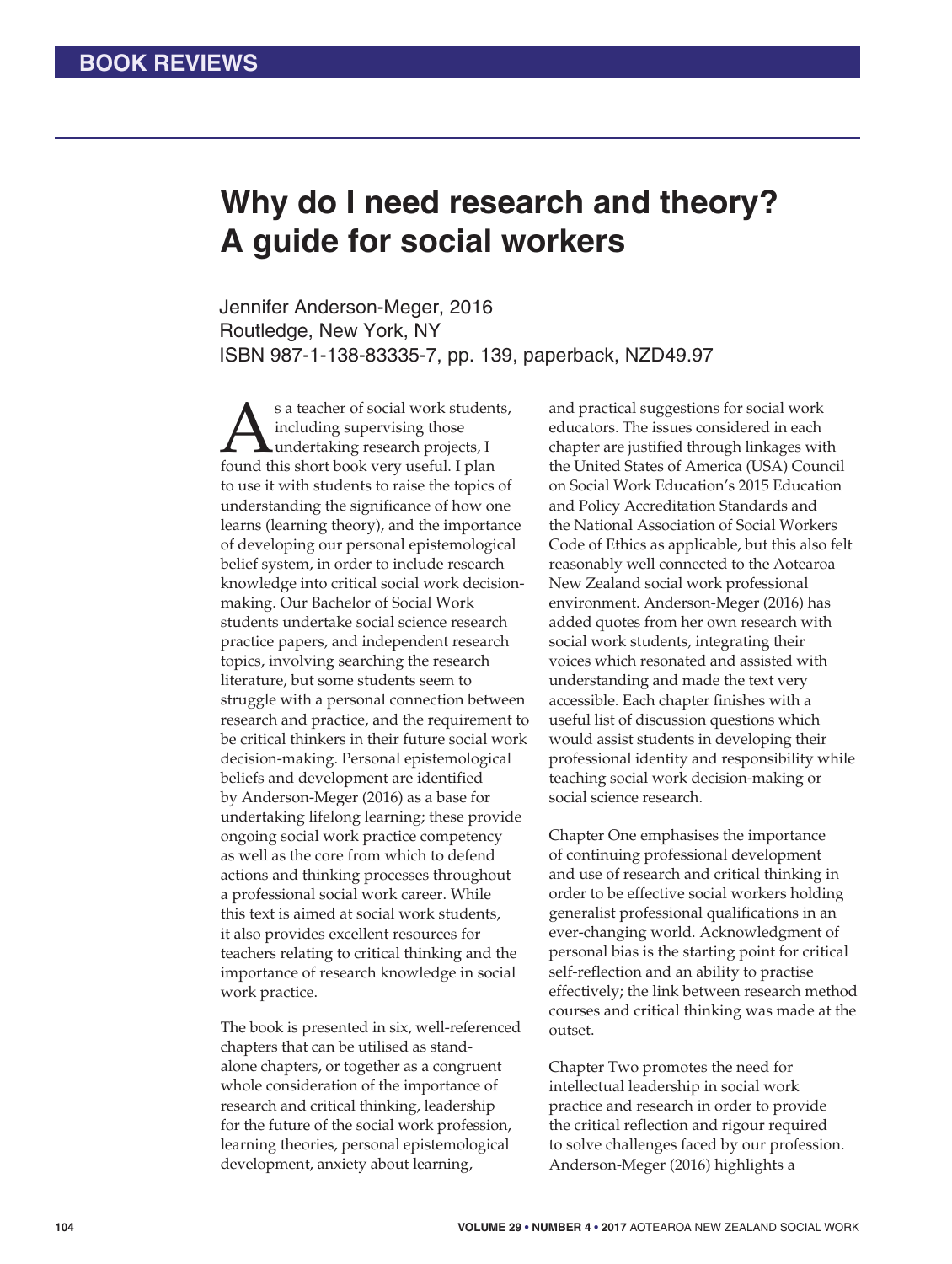# Why do I need research and theory? A guide for social workers

Jennifer Anderson-Meger, 2016
Routledge, New York, NY
ISBN 987-1-138-83335-7, pp. 139, paperback, NZD49.97

As a teacher of social work students, including supervising those undertaking research projects, I found this short book very useful. I plan to use it with students to raise the topics of understanding the significance of how one learns (learning theory), and the importance of developing our personal epistemological belief system, in order to include research knowledge into critical social work decision-making. Our Bachelor of Social Work students undertake social science research practice papers, and independent research topics, involving searching the research literature, but some students seem to struggle with a personal connection between research and practice, and the requirement to be critical thinkers in their future social work decision-making. Personal epistemological beliefs and development are identified by Anderson-Meger (2016) as a base for undertaking lifelong learning; these provide ongoing social work practice competency as well as the core from which to defend actions and thinking processes throughout a professional social work career. While this text is aimed at social work students, it also provides excellent resources for teachers relating to critical thinking and the importance of research knowledge in social work practice.

The book is presented in six, well-referenced chapters that can be utilised as stand-alone chapters, or together as a congruent whole consideration of the importance of research and critical thinking, leadership for the future of the social work profession, learning theories, personal epistemological development, anxiety about learning, and practical suggestions for social work educators. The issues considered in each chapter are justified through linkages with the United States of America (USA) Council on Social Work Education's 2015 Education and Policy Accreditation Standards and the National Association of Social Workers Code of Ethics as applicable, but this also felt reasonably well connected to the Aotearoa New Zealand social work professional environment. Anderson-Meger (2016) has added quotes from her own research with social work students, integrating their voices which resonated and assisted with understanding and made the text very accessible. Each chapter finishes with a useful list of discussion questions which would assist students in developing their professional identity and responsibility while teaching social work decision-making or social science research.

Chapter One emphasises the importance of continuing professional development and use of research and critical thinking in order to be effective social workers holding generalist professional qualifications in an ever-changing world. Acknowledgment of personal bias is the starting point for critical self-reflection and an ability to practise effectively; the link between research method courses and critical thinking was made at the outset.

Chapter Two promotes the need for intellectual leadership in social work practice and research in order to provide the critical reflection and rigour required to solve challenges faced by our profession. Anderson-Meger (2016) highlights a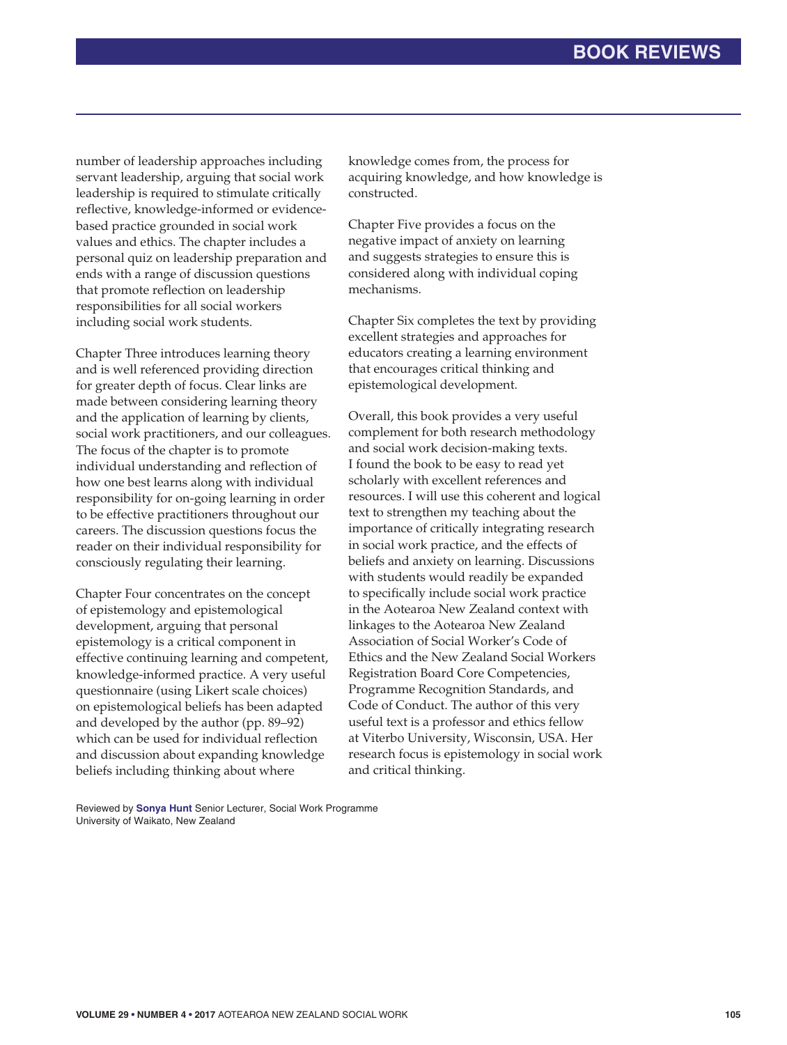number of leadership approaches including servant leadership, arguing that social work leadership is required to stimulate critically reflective, knowledge-informed or evidence-based practice grounded in social work values and ethics. The chapter includes a personal quiz on leadership preparation and ends with a range of discussion questions that promote reflection on leadership responsibilities for all social workers including social work students.

Chapter Three introduces learning theory and is well referenced providing direction for greater depth of focus. Clear links are made between considering learning theory and the application of learning by clients, social work practitioners, and our colleagues. The focus of the chapter is to promote individual understanding and reflection of how one best learns along with individual responsibility for on-going learning in order to be effective practitioners throughout our careers. The discussion questions focus the reader on their individual responsibility for consciously regulating their learning.

Chapter Four concentrates on the concept of epistemology and epistemological development, arguing that personal epistemology is a critical component in effective continuing learning and competent, knowledge-informed practice. A very useful questionnaire (using Likert scale choices) on epistemological beliefs has been adapted and developed by the author (pp. 89–92) which can be used for individual reflection and discussion about expanding knowledge beliefs including thinking about where knowledge comes from, the process for acquiring knowledge, and how knowledge is constructed.

Chapter Five provides a focus on the negative impact of anxiety on learning and suggests strategies to ensure this is considered along with individual coping mechanisms.

Chapter Six completes the text by providing excellent strategies and approaches for educators creating a learning environment that encourages critical thinking and epistemological development.

Overall, this book provides a very useful complement for both research methodology and social work decision-making texts. I found the book to be easy to read yet scholarly with excellent references and resources. I will use this coherent and logical text to strengthen my teaching about the importance of critically integrating research in social work practice, and the effects of beliefs and anxiety on learning. Discussions with students would readily be expanded to specifically include social work practice in the Aotearoa New Zealand context with linkages to the Aotearoa New Zealand Association of Social Worker's Code of Ethics and the New Zealand Social Workers Registration Board Core Competencies, Programme Recognition Standards, and Code of Conduct. The author of this very useful text is a professor and ethics fellow at Viterbo University, Wisconsin, USA. Her research focus is epistemology in social work and critical thinking.

Reviewed by **Sonya Hunt** Senior Lecturer, Social Work Programme
University of Waikato, New Zealand